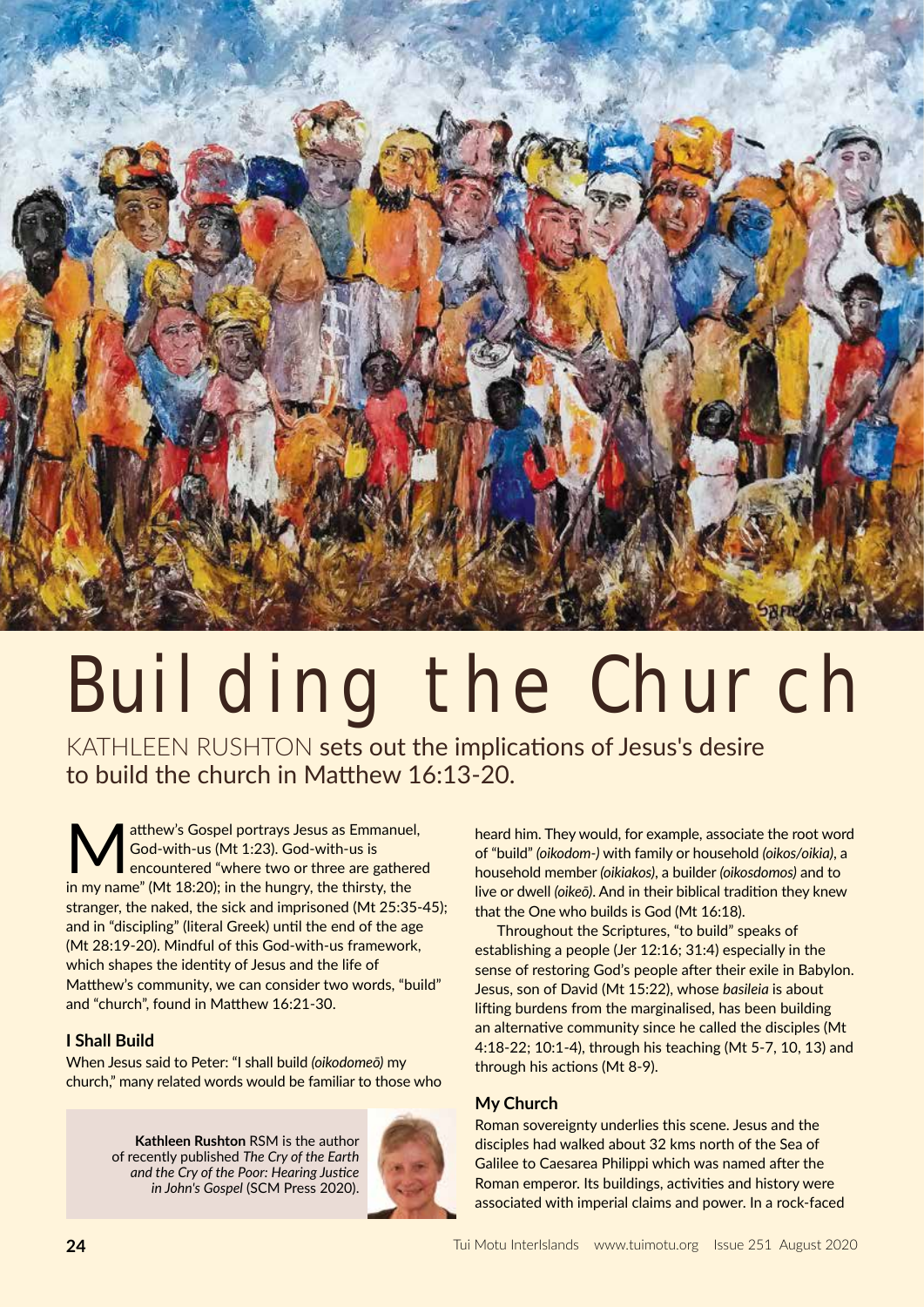# Building the Church

KATHLEEN RUSHTON sets out the implications of Jesus's desire to build the church in Matthew 16:13-20.

Matthew's Gospel portrays Jesus as Emmanuel, God-with-us (Mt 1:23). God-with-us is encountered "where two or three are gathered in my name" (Mt 18:20); in the hungry, the thirsty, the stranger, the naked, the sick and imprisoned (Mt 25:35-45); and in "discipling" (literal Greek) until the end of the age (Mt 28:19-20). Mindful of this God-with-us framework, which shapes the identity of Jesus and the life of Matthew's community, we can consider two words, "build" and "church", found in Matthew 16:21-30.

### I Shall Build

When Jesus said to Peter: "I shall build *(oikodomeō)* my church," many related words would be familiar to those who heard him. They would, for example, associate the root word of "build" *(oikodom-)* with family or household *(oikos/oikia)*, a household member *(oikiakos)*, a builder *(oikosdomos)* and to live or dwell *(oikeō)*. And in their biblical tradition they knew that the One who builds is God (Mt 16:18).

Throughout the Scriptures, "to build" speaks of establishing a people (Jer 12:16; 31:4) especially in the sense of restoring God's people after their exile in Babylon. Jesus, son of David (Mt 15:22), whose *basileia* is about lifting burdens from the marginalised, has been building an alternative community since he called the disciples (Mt 4:18-22; 10:1-4), through his teaching (Mt 5-7, 10, 13) and through his actions (Mt 8-9).

### My Church

Roman sovereignty underlies this scene. Jesus and the disciples had walked about 32 kms north of the Sea of Galilee to Caesarea Philippi which was named after the Roman emperor. Its buildings, activities and history were associated with imperial claims and power. In a rock-faced

**Kathleen Rushton** RSM is the author of recently published *The Cry of the Earth and the Cry of the Poor: Hearing Justice in John's Gospel* (SCM Press 2020).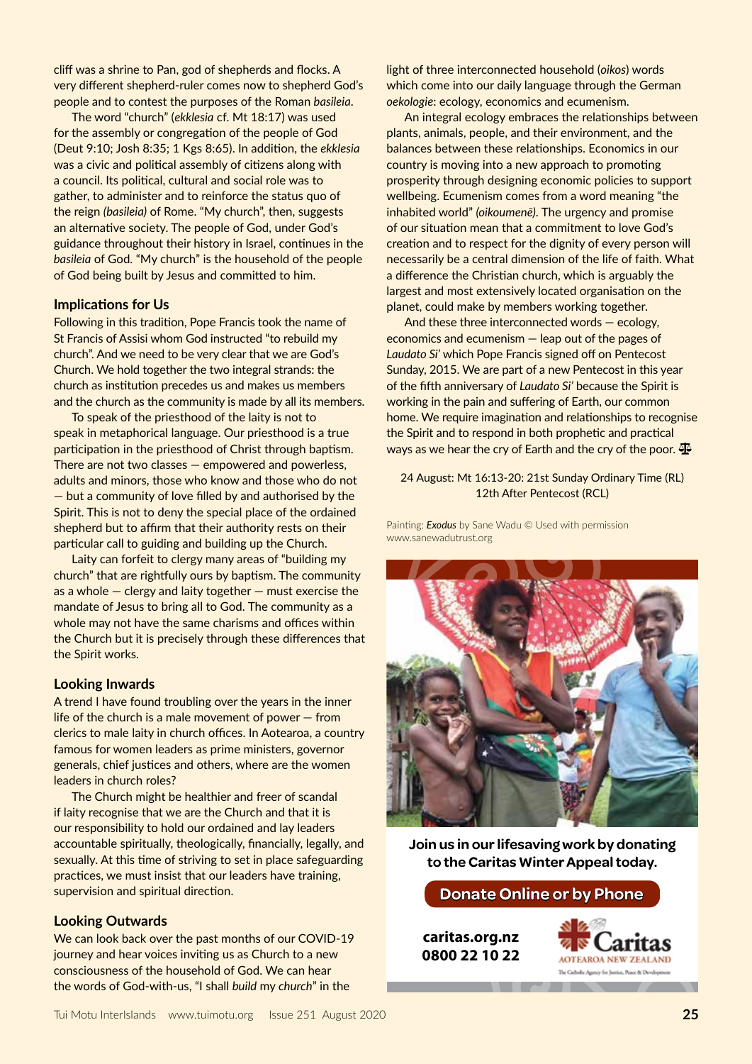cliff was a shrine to Pan, god of shepherds and flocks. A very different shepherd-ruler comes now to shepherd God's people and to contest the purposes of the Roman *basileia*.

The word "church" (*ekklesia* cf. Mt 18:17) was used for the assembly or congregation of the people of God (Deut 9:10; Josh 8:35; 1 Kgs 8:65). In addition, the *ekklesia* was a civic and political assembly of citizens along with a council. Its political, cultural and social role was to gather, to administer and to reinforce the status quo of the reign *(basileia)* of Rome. "My church", then, suggests an alternative society. The people of God, under God's guidance throughout their history in Israel, continues in the *basileia* of God. "My church" is the household of the people of God being built by Jesus and committed to him.

## Implications for Us

Following in this tradition, Pope Francis took the name of St Francis of Assisi whom God instructed "to rebuild my church". And we need to be very clear that we are God's Church. We hold together the two integral strands: the church as institution precedes us and makes us members and the church as the community is made by all its members.

To speak of the priesthood of the laity is not to speak in metaphorical language. Our priesthood is a true participation in the priesthood of Christ through baptism. There are not two classes — empowered and powerless, adults and minors, those who know and those who do not — but a community of love filled by and authorised by the Spirit. This is not to deny the special place of the ordained shepherd but to affirm that their authority rests on their particular call to guiding and building up the Church.

Laity can forfeit to clergy many areas of "building my church" that are rightfully ours by baptism. The community as a whole — clergy and laity together — must exercise the mandate of Jesus to bring all to God. The community as a whole may not have the same charisms and offices within the Church but it is precisely through these differences that the Spirit works.

## Looking Inwards

A trend I have found troubling over the years in the inner life of the church is a male movement of power — from clerics to male laity in church offices. In Aotearoa, a country famous for women leaders as prime ministers, governor generals, chief justices and others, where are the women leaders in church roles?

The Church might be healthier and freer of scandal if laity recognise that we are the Church and that it is our responsibility to hold our ordained and lay leaders accountable spiritually, theologically, financially, legally, and sexually. At this time of striving to set in place safeguarding practices, we must insist that our leaders have training, supervision and spiritual direction.

## Looking Outwards

We can look back over the past months of our COVID-19 journey and hear voices inviting us as Church to a new consciousness of the household of God. We can hear the words of God-with-us, "I shall *build* my *church*" in the light of three interconnected household (*oikos*) words which come into our daily language through the German *oekologie*: ecology, economics and ecumenism.

An integral ecology embraces the relationships between plants, animals, people, and their environment, and the balances between these relationships. Economics in our country is moving into a new approach to promoting prosperity through designing economic policies to support wellbeing. Ecumenism comes from a word meaning "the inhabited world" *(oikoumenē)*. The urgency and promise of our situation mean that a commitment to love God's creation and to respect for the dignity of every person will necessarily be a central dimension of the life of faith. What a difference the Christian church, which is arguably the largest and most extensively located organisation on the planet, could make by members working together.

And these three interconnected words — ecology, economics and ecumenism — leap out of the pages of *Laudato Si'* which Pope Francis signed off on Pentecost Sunday, 2015. We are part of a new Pentecost in this year of the fifth anniversary of *Laudato Si'* because the Spirit is working in the pain and suffering of Earth, our common home. We require imagination and relationships to recognise the Spirit and to respond in both prophetic and practical ways as we hear the cry of Earth and the cry of the poor.

24 August: Mt 16:13-20: 21st Sunday Ordinary Time (RL)
12th After Pentecost (RCL)

Painting: ***Exodus*** by Sane Wadu © Used with permission
www.sanewadutrust.org

**Join us in our lifesaving work by donating to the Caritas Winter Appeal today.**

**Donate Online or by Phone**

**caritas.org.nz**
**0800 22 10 22**

Caritas
AOTEAROA NEW ZEALAND
The Catholic Agency for Justice, Peace & Development